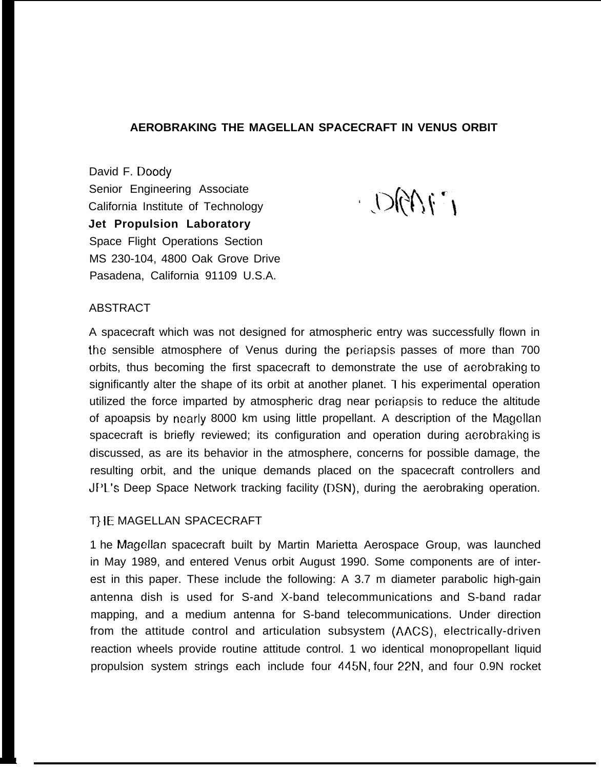# AEROBRAKING THE MAGELLAN SPACECRAFT IN VENUS ORBIT

David F. Doody
Senior Engineering Associate
California Institute of Technology
**Jet Propulsion Laboratory**
Space Flight Operations Section
MS 230-104, 4800 Oak Grove Drive
Pasadena, California 91109 U.S.A.

DRAFT

## ABSTRACT

A spacecraft which was not designed for atmospheric entry was successfully flown in the sensible atmosphere of Venus during the periapsis passes of more than 700 orbits, thus becoming the first spacecraft to demonstrate the use of aerobraking to significantly alter the shape of its orbit at another planet. This experimental operation utilized the force imparted by atmospheric drag near periapsis to reduce the altitude of apoapsis by nearly 8000 km using little propellant. A description of the Magellan spacecraft is briefly reviewed; its configuration and operation during aerobraking is discussed, as are its behavior in the atmosphere, concerns for possible damage, the resulting orbit, and the unique demands placed on the spacecraft controllers and JPL's Deep Space Network tracking facility (DSN), during the aerobraking operation.

## THE MAGELLAN SPACECRAFT

The Magellan spacecraft built by Martin Marietta Aerospace Group, was launched in May 1989, and entered Venus orbit August 1990. Some components are of interest in this paper. These include the following: A 3.7 m diameter parabolic high-gain antenna dish is used for S-and X-band telecommunications and S-band radar mapping, and a medium antenna for S-band telecommunications. Under direction from the attitude control and articulation subsystem (AACS), electrically-driven reaction wheels provide routine attitude control. Two identical monopropellant liquid propulsion system strings each include four 445N, four 22N, and four 0.9N rocket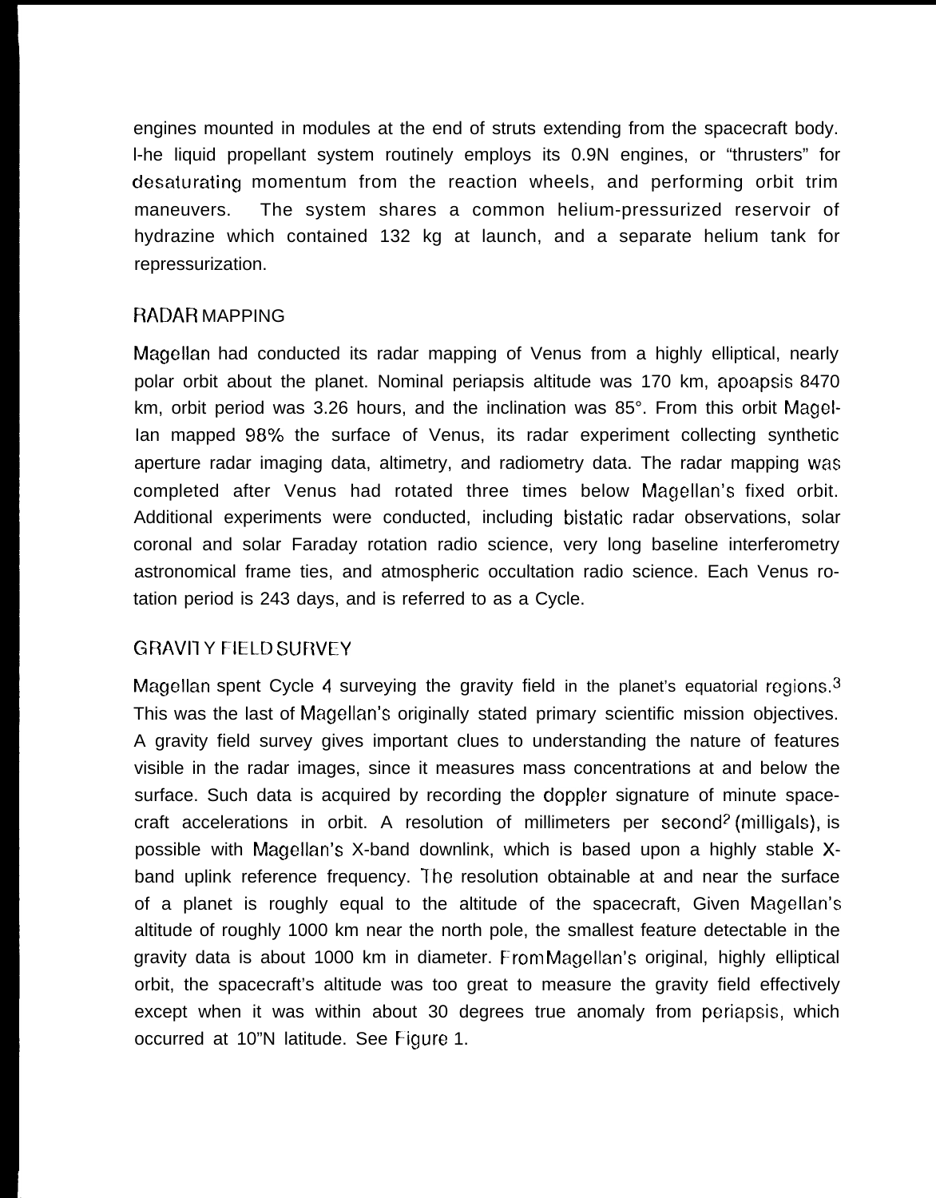engines mounted in modules at the end of struts extending from the spacecraft body. I-he liquid propellant system routinely employs its 0.9N engines, or "thrusters" for desaturating momentum from the reaction wheels, and performing orbit trim maneuvers. The system shares a common helium-pressurized reservoir of hydrazine which contained 132 kg at launch, and a separate helium tank for repressurization.

## RADAR MAPPING

Magellan had conducted its radar mapping of Venus from a highly elliptical, nearly polar orbit about the planet. Nominal periapsis altitude was 170 km, apoapsis 8470 km, orbit period was 3.26 hours, and the inclination was 85°. From this orbit Magel-Ian mapped 98% the surface of Venus, its radar experiment collecting synthetic aperture radar imaging data, altimetry, and radiometry data. The radar mapping was completed after Venus had rotated three times below Magellan's fixed orbit. Additional experiments were conducted, including bistatic radar observations, solar coronal and solar Faraday rotation radio science, very long baseline interferometry astronomical frame ties, and atmospheric occultation radio science. Each Venus rotation period is 243 days, and is referred to as a Cycle.

## GRAVITY FIELD SURVEY

Magellan spent Cycle 4 surveying the gravity field in the planet's equatorial regions.[3] This was the last of Magellan's originally stated primary scientific mission objectives. A gravity field survey gives important clues to understanding the nature of features visible in the radar images, since it measures mass concentrations at and below the surface. Such data is acquired by recording the doppler signature of minute spacecraft accelerations in orbit. A resolution of millimeters per second$^2$ (milligals), is possible with Magellan's X-band downlink, which is based upon a highly stable X-band uplink reference frequency. The resolution obtainable at and near the surface of a planet is roughly equal to the altitude of the spacecraft, Given Magellan's altitude of roughly 1000 km near the north pole, the smallest feature detectable in the gravity data is about 1000 km in diameter. From Magellan's original, highly elliptical orbit, the spacecraft's altitude was too great to measure the gravity field effectively except when it was within about 30 degrees true anomaly from periapsis, which occurred at 10"N latitude. See Figure 1.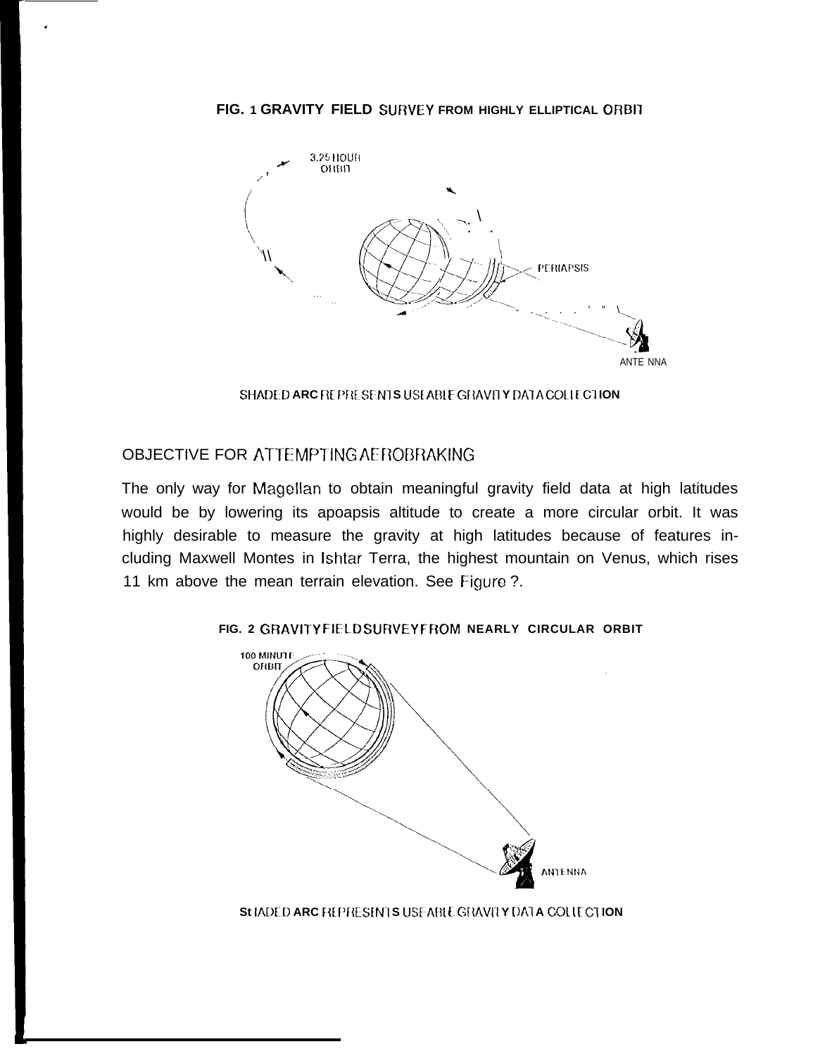FIG. 1 GRAVITY FIELD SURVEY FROM HIGHLY ELLIPTICAL ORBIT

SHADED ARC REPRESENTS USEABLE GRAVITY DATA COLLECTION

## OBJECTIVE FOR ATTEMPTING AEROBRAKING

The only way for Magellan to obtain meaningful gravity field data at high latitudes would be by lowering its apoapsis altitude to create a more circular orbit. It was highly desirable to measure the gravity at high latitudes because of features including Maxwell Montes in Ishtar Terra, the highest mountain on Venus, which rises 11 km above the mean terrain elevation. See Figure ?.

FIG. 2 GRAVITY FIELD SURVEY FROM NEARLY CIRCULAR ORBIT

SHADED ARC REPRESENTS USEABLE GRAVITY DATA COLLECTION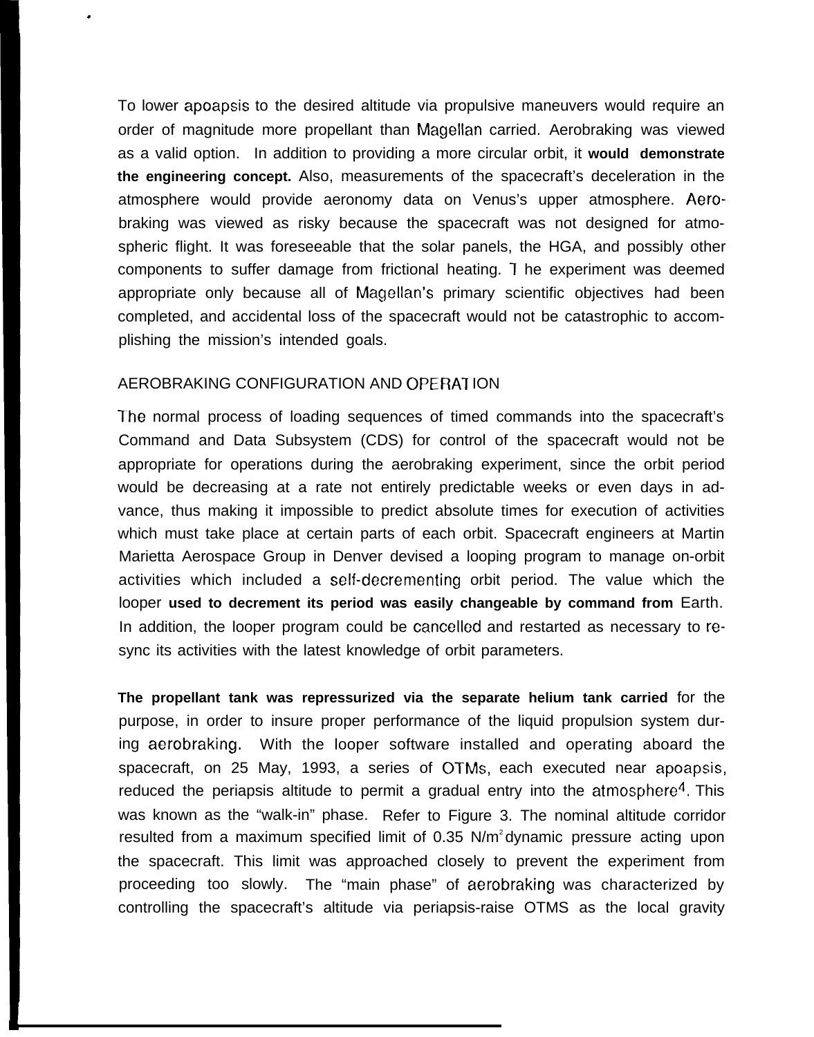To lower apoapsis to the desired altitude via propulsive maneuvers would require an order of magnitude more propellant than Magellan carried. Aerobraking was viewed as a valid option. In addition to providing a more circular orbit, it **would demonstrate the engineering concept.** Also, measurements of the spacecraft's deceleration in the atmosphere would provide aeronomy data on Venus's upper atmosphere. Aerobraking was viewed as risky because the spacecraft was not designed for atmospheric flight. It was foreseeable that the solar panels, the HGA, and possibly other components to suffer damage from frictional heating. The experiment was deemed appropriate only because all of Magellan's primary scientific objectives had been completed, and accidental loss of the spacecraft would not be catastrophic to accomplishing the mission's intended goals.

## AEROBRAKING CONFIGURATION AND OPERATION

The normal process of loading sequences of timed commands into the spacecraft's Command and Data Subsystem (CDS) for control of the spacecraft would not be appropriate for operations during the aerobraking experiment, since the orbit period would be decreasing at a rate not entirely predictable weeks or even days in advance, thus making it impossible to predict absolute times for execution of activities which must take place at certain parts of each orbit. Spacecraft engineers at Martin Marietta Aerospace Group in Denver devised a looping program to manage on-orbit activities which included a self-decrementing orbit period. The value which the looper **used to decrement its period was easily changeable by command from** Earth. In addition, the looper program could be cancelled and restarted as necessary to re-sync its activities with the latest knowledge of orbit parameters.

**The propellant tank was repressurized via the separate helium tank carried** for the purpose, in order to insure proper performance of the liquid propulsion system during aerobraking. With the looper software installed and operating aboard the spacecraft, on 25 May, 1993, a series of OTMs, each executed near apoapsis, reduced the periapsis altitude to permit a gradual entry into the atmosphere[4]. This was known as the "walk-in" phase. Refer to Figure 3. The nominal altitude corridor resulted from a maximum specified limit of 0.35 $N/m^2$ dynamic pressure acting upon the spacecraft. This limit was approached closely to prevent the experiment from proceeding too slowly. The "main phase" of aerobraking was characterized by controlling the spacecraft's altitude via periapsis-raise OTMS as the local gravity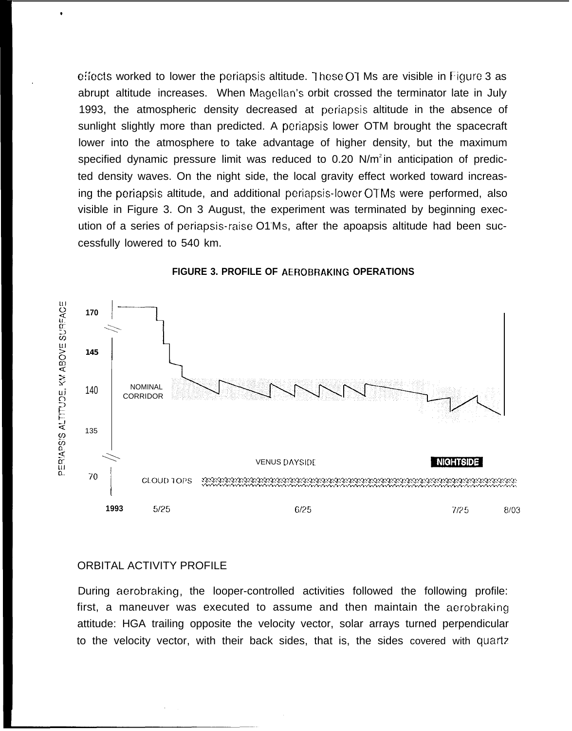effects worked to lower the periapsis altitude. These OTMs are visible in Figure 3 as abrupt altitude increases. When Magellan's orbit crossed the terminator late in July 1993, the atmospheric density decreased at periapsis altitude in the absence of sunlight slightly more than predicted. A periapsis lower OTM brought the spacecraft lower into the atmosphere to take advantage of higher density, but the maximum specified dynamic pressure limit was reduced to 0.20 $N/m^2$ in anticipation of predicted density waves. On the night side, the local gravity effect worked toward increasing the periapsis altitude, and additional periapsis-lower OTMs were performed, also visible in Figure 3. On 3 August, the experiment was terminated by beginning execution of a series of periapsis-raise OTMs, after the apoapsis altitude had been successfully lowered to 540 km.

**FIGURE 3. PROFILE OF AEROBRAKING OPERATIONS**

PERIAPSIS ALTITUDE, KM ABOVE SURFACE

170

145

140 NOMINAL CORRIDOR

135

VENUS DAYSIDE NIGHTSIDE

70 CLOUD TOPS

1993 5/25 6/25 7/25 8/03

## ORBITAL ACTIVITY PROFILE

During aerobraking, the looper-controlled activities followed the following profile: first, a maneuver was executed to assume and then maintain the aerobraking attitude: HGA trailing opposite the velocity vector, solar arrays turned perpendicular to the velocity vector, with their back sides, that is, the sides covered with quartz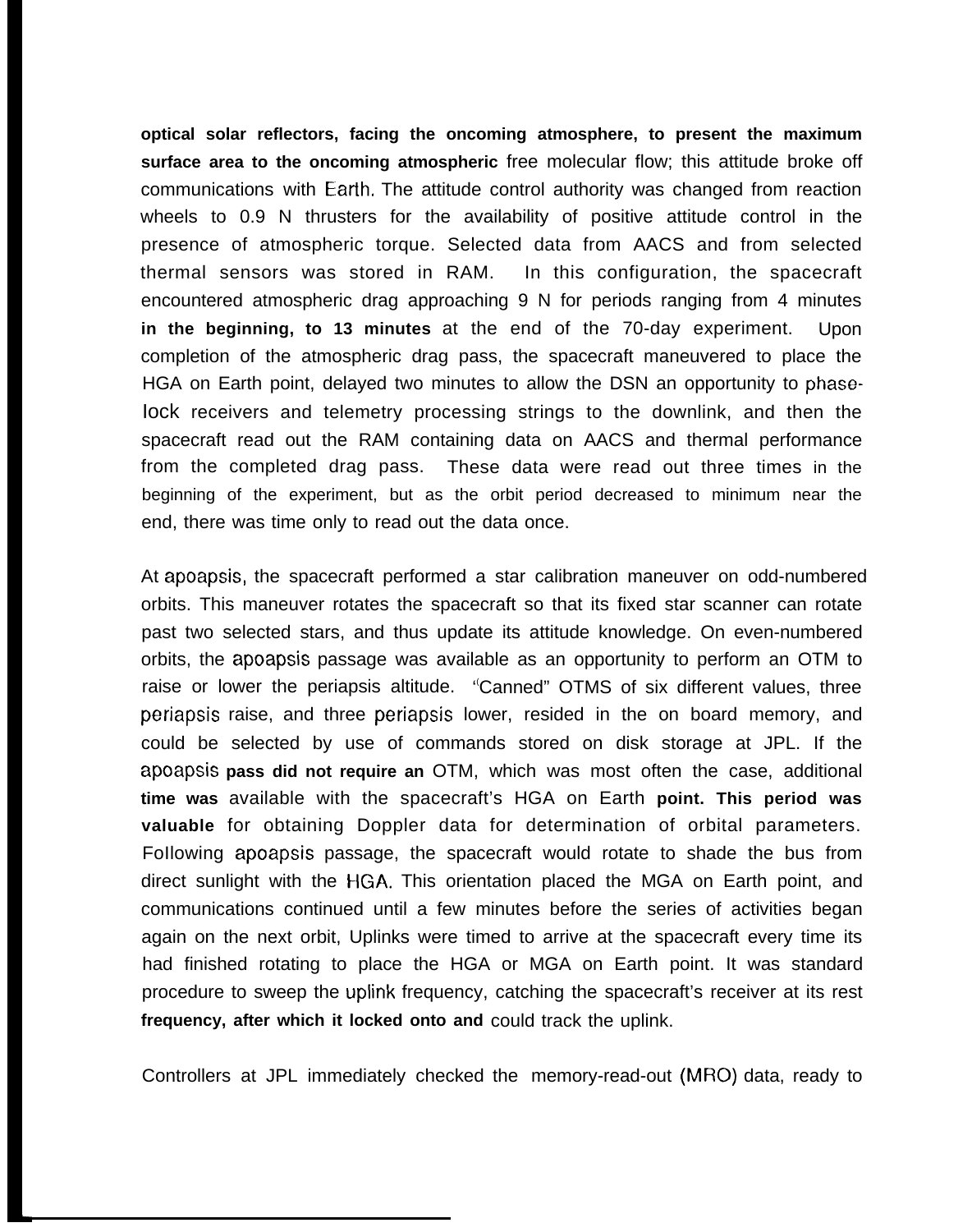optical solar reflectors, facing the oncoming atmosphere, to present the maximum surface area to the oncoming atmospheric free molecular flow; this attitude broke off communications with Earth. The attitude control authority was changed from reaction wheels to 0.9 N thrusters for the availability of positive attitude control in the presence of atmospheric torque. Selected data from AACS and from selected thermal sensors was stored in RAM. In this configuration, the spacecraft encountered atmospheric drag approaching 9 N for periods ranging from 4 minutes in the beginning, to 13 minutes at the end of the 70-day experiment. Upon completion of the atmospheric drag pass, the spacecraft maneuvered to place the HGA on Earth point, delayed two minutes to allow the DSN an opportunity to phase-lock receivers and telemetry processing strings to the downlink, and then the spacecraft read out the RAM containing data on AACS and thermal performance from the completed drag pass. These data were read out three times in the beginning of the experiment, but as the orbit period decreased to minimum near the end, there was time only to read out the data once.

At apoapsis, the spacecraft performed a star calibration maneuver on odd-numbered orbits. This maneuver rotates the spacecraft so that its fixed star scanner can rotate past two selected stars, and thus update its attitude knowledge. On even-numbered orbits, the apoapsis passage was available as an opportunity to perform an OTM to raise or lower the periapsis altitude. "Canned" OTMS of six different values, three periapsis raise, and three periapsis lower, resided in the on board memory, and could be selected by use of commands stored on disk storage at JPL. If the apoapsis pass did not require an OTM, which was most often the case, additional time was available with the spacecraft's HGA on Earth point. This period was valuable for obtaining Doppler data for determination of orbital parameters. Following apoapsis passage, the spacecraft would rotate to shade the bus from direct sunlight with the HGA. This orientation placed the MGA on Earth point, and communications continued until a few minutes before the series of activities began again on the next orbit, Uplinks were timed to arrive at the spacecraft every time its had finished rotating to place the HGA or MGA on Earth point. It was standard procedure to sweep the uplink frequency, catching the spacecraft's receiver at its rest frequency, after which it locked onto and could track the uplink.

Controllers at JPL immediately checked the memory-read-out (MRO) data, ready to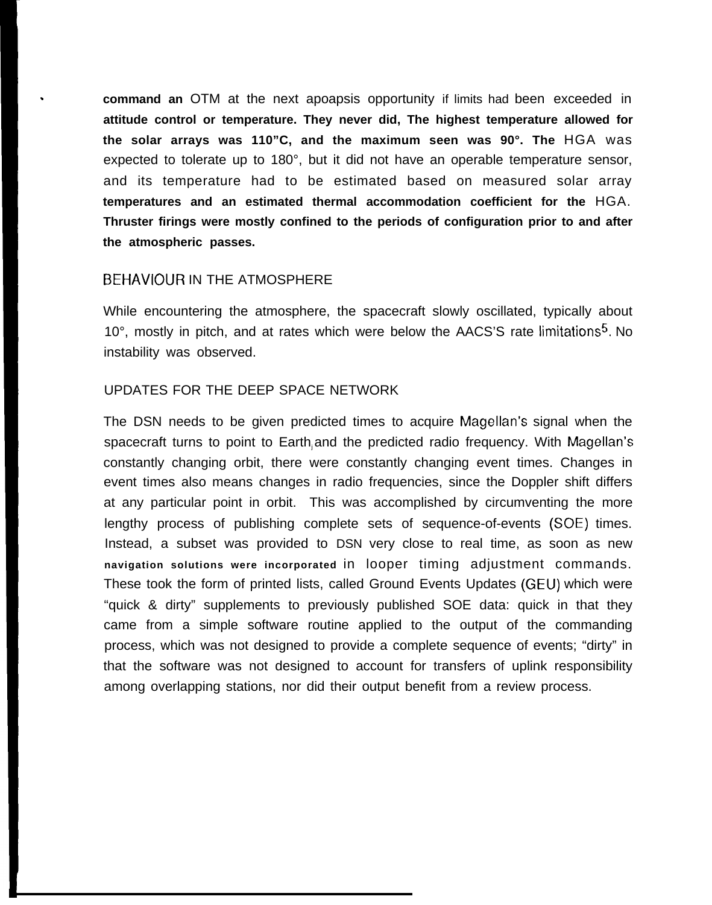- command an OTM at the next apoapsis opportunity if limits had been exceeded in attitude control or temperature. They never did, The highest temperature allowed for the solar arrays was 110"C, and the maximum seen was 90°. The HGA was expected to tolerate up to 180°, but it did not have an operable temperature sensor, and its temperature had to be estimated based on measured solar array temperatures and an estimated thermal accommodation coefficient for the HGA. Thruster firings were mostly confined to the periods of configuration prior to and after the atmospheric passes.

## BEHAVIOUR IN THE ATMOSPHERE

While encountering the atmosphere, the spacecraft slowly oscillated, typically about 10°, mostly in pitch, and at rates which were below the AACS'S rate limitations[5]. No instability was observed.

## UPDATES FOR THE DEEP SPACE NETWORK

The DSN needs to be given predicted times to acquire Magellan's signal when the spacecraft turns to point to Earth, and the predicted radio frequency. With Magellan's constantly changing orbit, there were constantly changing event times. Changes in event times also means changes in radio frequencies, since the Doppler shift differs at any particular point in orbit. This was accomplished by circumventing the more lengthy process of publishing complete sets of sequence-of-events (SOE) times. Instead, a subset was provided to DSN very close to real time, as soon as new navigation solutions were incorporated in looper timing adjustment commands. These took the form of printed lists, called Ground Events Updates (GEU) which were "quick & dirty" supplements to previously published SOE data: quick in that they came from a simple software routine applied to the output of the commanding process, which was not designed to provide a complete sequence of events; "dirty" in that the software was not designed to account for transfers of uplink responsibility among overlapping stations, nor did their output benefit from a review process.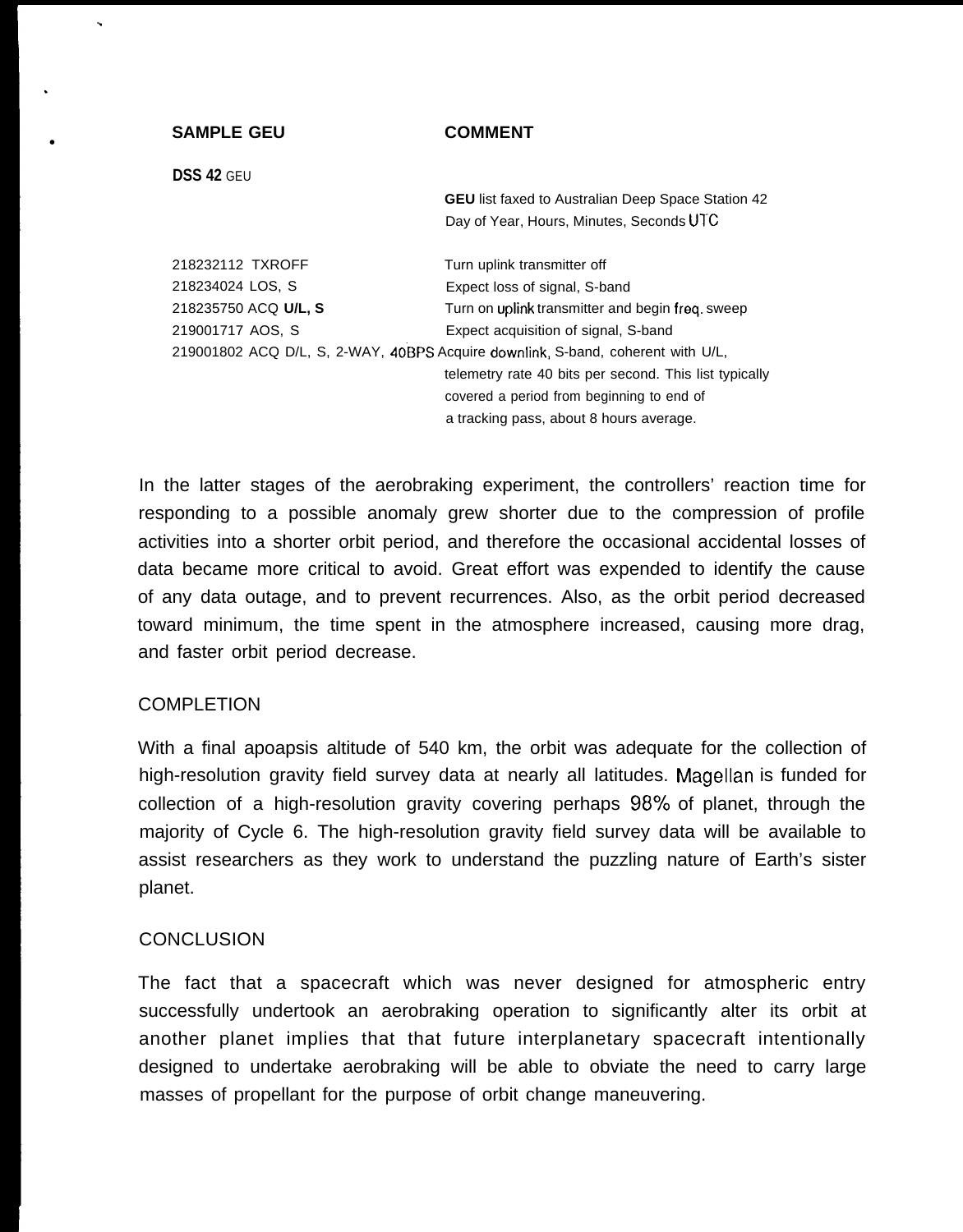| SAMPLE GEU | COMMENT |
|---|---|
| DSS 42 GEU | |
| | GEU list faxed to Australian Deep Space Station 42 Day of Year, Hours, Minutes, Seconds UTC |
| 218232112 TXROFF | Turn uplink transmitter off |
| 218234024 LOS, S | Expect loss of signal, S-band |
| 218235750 ACQ U/L, S | Turn on uplink transmitter and begin freq. sweep |
| 219001717 AOS, S | Expect acquisition of signal, S-band |
| 219001802 ACQ D/L, S, 2-WAY, 40BPS | Acquire downlink, S-band, coherent with U/L, telemetry rate 40 bits per second. This list typically covered a period from beginning to end of a tracking pass, about 8 hours average. |

In the latter stages of the aerobraking experiment, the controllers' reaction time for responding to a possible anomaly grew shorter due to the compression of profile activities into a shorter orbit period, and therefore the occasional accidental losses of data became more critical to avoid. Great effort was expended to identify the cause of any data outage, and to prevent recurrences. Also, as the orbit period decreased toward minimum, the time spent in the atmosphere increased, causing more drag, and faster orbit period decrease.

## COMPLETION

With a final apoapsis altitude of 540 km, the orbit was adequate for the collection of high-resolution gravity field survey data at nearly all latitudes. Magellan is funded for collection of a high-resolution gravity covering perhaps 98% of planet, through the majority of Cycle 6. The high-resolution gravity field survey data will be available to assist researchers as they work to understand the puzzling nature of Earth's sister planet.

## CONCLUSION

The fact that a spacecraft which was never designed for atmospheric entry successfully undertook an aerobraking operation to significantly alter its orbit at another planet implies that that future interplanetary spacecraft intentionally designed to undertake aerobraking will be able to obviate the need to carry large masses of propellant for the purpose of orbit change maneuvering.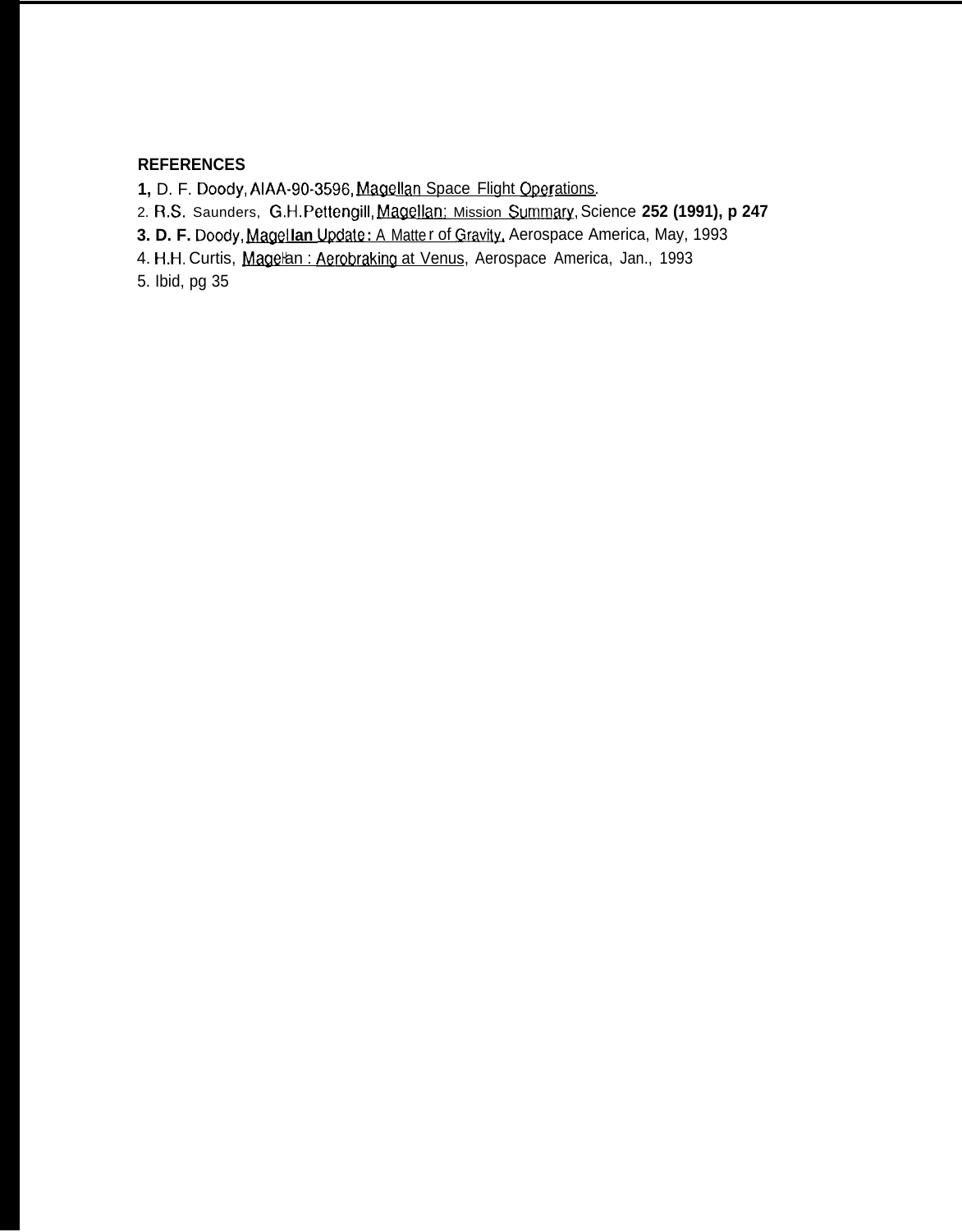## REFERENCES

1, D. F. Doody, AIAA-90-3596, Magellan Space Flight Operations.

2. R.S. Saunders, G.H. Pettengill, Magellan: Mission Summary, Science **252 (1991), p 247**

**3. D. F.** Doody, Magel**lan** Update: A Matte r of Gravity, Aerospace America, May, 1993

4. H.H. Curtis, Magellan: Aerobraking at Venus, Aerospace America, Jan., 1993

5. Ibid, pg 35